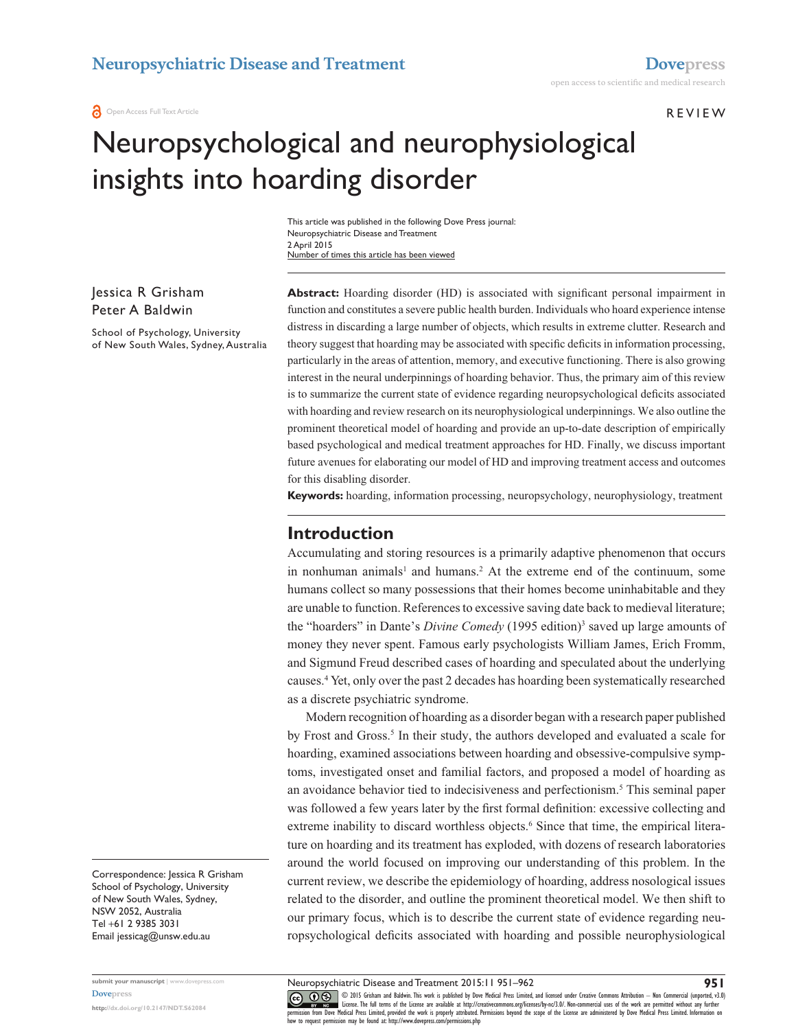REVIEW

# Neuropsychological and neurophysiological insights into hoarding disorder

Jessica R Grisham
Peter A Baldwin

School of Psychology, University of New South Wales, Sydney, Australia

Correspondence: Jessica R Grisham
School of Psychology, University of New South Wales, Sydney, NSW 2052, Australia
Tel +61 2 9385 3031
Email jessicag@unsw.edu.au

**Abstract:** Hoarding disorder (HD) is associated with significant personal impairment in function and constitutes a severe public health burden. Individuals who hoard experience intense distress in discarding a large number of objects, which results in extreme clutter. Research and theory suggest that hoarding may be associated with specific deficits in information processing, particularly in the areas of attention, memory, and executive functioning. There is also growing interest in the neural underpinnings of hoarding behavior. Thus, the primary aim of this review is to summarize the current state of evidence regarding neuropsychological deficits associated with hoarding and review research on its neurophysiological underpinnings. We also outline the prominent theoretical model of hoarding and provide an up-to-date description of empirically based psychological and medical treatment approaches for HD. Finally, we discuss important future avenues for elaborating our model of HD and improving treatment access and outcomes for this disabling disorder.

**Keywords:** hoarding, information processing, neuropsychology, neurophysiology, treatment

## Introduction

Accumulating and storing resources is a primarily adaptive phenomenon that occurs in nonhuman animals[1] and humans.[2] At the extreme end of the continuum, some humans collect so many possessions that their homes become uninhabitable and they are unable to function. References to excessive saving date back to medieval literature; the "hoarders" in Dante's *Divine Comedy* (1995 edition)[3] saved up large amounts of money they never spent. Famous early psychologists William James, Erich Fromm, and Sigmund Freud described cases of hoarding and speculated about the underlying causes.[4] Yet, only over the past 2 decades has hoarding been systematically researched as a discrete psychiatric syndrome.

Modern recognition of hoarding as a disorder began with a research paper published by Frost and Gross.[5] In their study, the authors developed and evaluated a scale for hoarding, examined associations between hoarding and obsessive-compulsive symptoms, investigated onset and familial factors, and proposed a model of hoarding as an avoidance behavior tied to indecisiveness and perfectionism.[5] This seminal paper was followed a few years later by the first formal definition: excessive collecting and extreme inability to discard worthless objects.[6] Since that time, the empirical literature on hoarding and its treatment has exploded, with dozens of research laboratories around the world focused on improving our understanding of this problem. In the current review, we describe the epidemiology of hoarding, address nosological issues related to the disorder, and outline the prominent theoretical model. We then shift to our primary focus, which is to describe the current state of evidence regarding neuropsychological deficits associated with hoarding and possible neurophysiological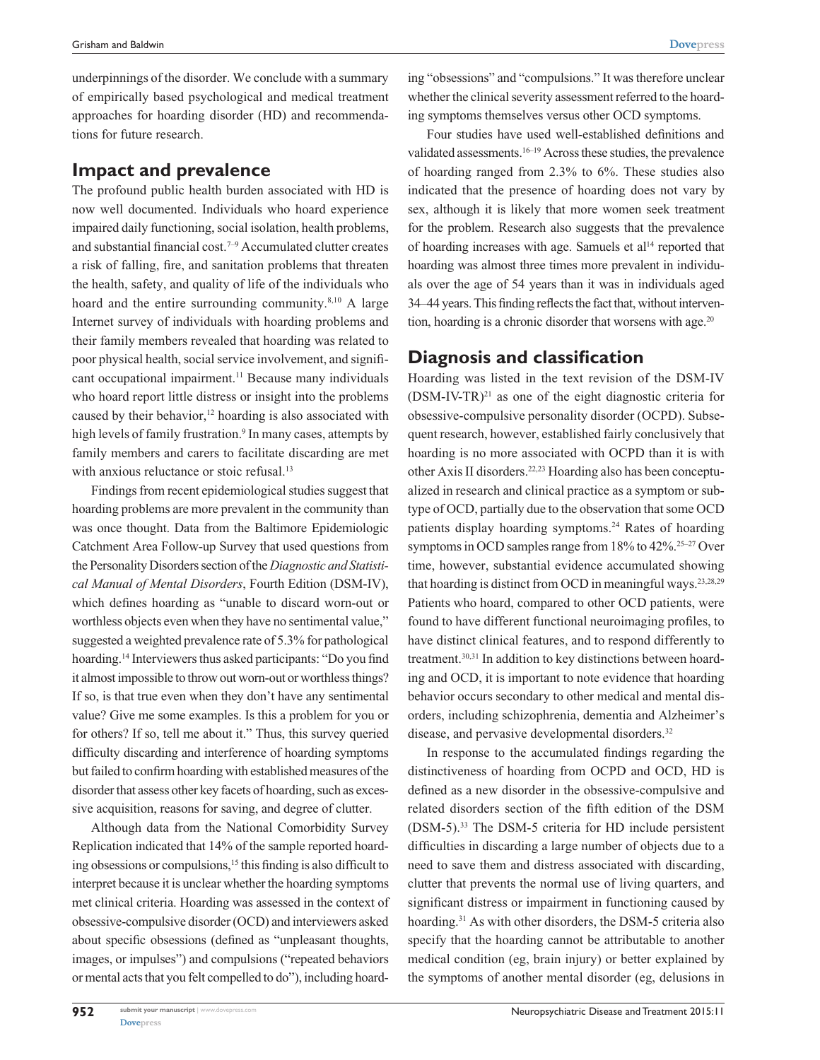underpinnings of the disorder. We conclude with a summary of empirically based psychological and medical treatment approaches for hoarding disorder (HD) and recommendations for future research.

## Impact and prevalence

The profound public health burden associated with HD is now well documented. Individuals who hoard experience impaired daily functioning, social isolation, health problems, and substantial financial cost.[7–9] Accumulated clutter creates a risk of falling, fire, and sanitation problems that threaten the health, safety, and quality of life of the individuals who hoard and the entire surrounding community.[8,10] A large Internet survey of individuals with hoarding problems and their family members revealed that hoarding was related to poor physical health, social service involvement, and significant occupational impairment.[11] Because many individuals who hoard report little distress or insight into the problems caused by their behavior,[12] hoarding is also associated with high levels of family frustration.[9] In many cases, attempts by family members and carers to facilitate discarding are met with anxious reluctance or stoic refusal.[13]

Findings from recent epidemiological studies suggest that hoarding problems are more prevalent in the community than was once thought. Data from the Baltimore Epidemiologic Catchment Area Follow-up Survey that used questions from the Personality Disorders section of the *Diagnostic and Statistical Manual of Mental Disorders*, Fourth Edition (DSM-IV), which defines hoarding as "unable to discard worn-out or worthless objects even when they have no sentimental value," suggested a weighted prevalence rate of 5.3% for pathological hoarding.[14] Interviewers thus asked participants: "Do you find it almost impossible to throw out worn-out or worthless things? If so, is that true even when they don't have any sentimental value? Give me some examples. Is this a problem for you or for others? If so, tell me about it." Thus, this survey queried difficulty discarding and interference of hoarding symptoms but failed to confirm hoarding with established measures of the disorder that assess other key facets of hoarding, such as excessive acquisition, reasons for saving, and degree of clutter.

Although data from the National Comorbidity Survey Replication indicated that 14% of the sample reported hoarding obsessions or compulsions,[15] this finding is also difficult to interpret because it is unclear whether the hoarding symptoms met clinical criteria. Hoarding was assessed in the context of obsessive-compulsive disorder (OCD) and interviewers asked about specific obsessions (defined as "unpleasant thoughts, images, or impulses") and compulsions ("repeated behaviors or mental acts that you felt compelled to do"), including hoarding "obsessions" and "compulsions." It was therefore unclear whether the clinical severity assessment referred to the hoarding symptoms themselves versus other OCD symptoms.

Four studies have used well-established definitions and validated assessments.[16–19] Across these studies, the prevalence of hoarding ranged from 2.3% to 6%. These studies also indicated that the presence of hoarding does not vary by sex, although it is likely that more women seek treatment for the problem. Research also suggests that the prevalence of hoarding increases with age. Samuels et al[14] reported that hoarding was almost three times more prevalent in individuals over the age of 54 years than it was in individuals aged 34–44 years. This finding reflects the fact that, without intervention, hoarding is a chronic disorder that worsens with age.[20]

## Diagnosis and classification

Hoarding was listed in the text revision of the DSM-IV (DSM-IV-TR)[21] as one of the eight diagnostic criteria for obsessive-compulsive personality disorder (OCPD). Subsequent research, however, established fairly conclusively that hoarding is no more associated with OCPD than it is with other Axis II disorders.[22,23] Hoarding also has been conceptualized in research and clinical practice as a symptom or subtype of OCD, partially due to the observation that some OCD patients display hoarding symptoms.[24] Rates of hoarding symptoms in OCD samples range from 18% to 42%.[25–27] Over time, however, substantial evidence accumulated showing that hoarding is distinct from OCD in meaningful ways.[23,28,29] Patients who hoard, compared to other OCD patients, were found to have different functional neuroimaging profiles, to have distinct clinical features, and to respond differently to treatment.[30,31] In addition to key distinctions between hoarding and OCD, it is important to note evidence that hoarding behavior occurs secondary to other medical and mental disorders, including schizophrenia, dementia and Alzheimer's disease, and pervasive developmental disorders.[32]

In response to the accumulated findings regarding the distinctiveness of hoarding from OCPD and OCD, HD is defined as a new disorder in the obsessive-compulsive and related disorders section of the fifth edition of the DSM (DSM-5).[33] The DSM-5 criteria for HD include persistent difficulties in discarding a large number of objects due to a need to save them and distress associated with discarding, clutter that prevents the normal use of living quarters, and significant distress or impairment in functioning caused by hoarding.[31] As with other disorders, the DSM-5 criteria also specify that the hoarding cannot be attributable to another medical condition (eg, brain injury) or better explained by the symptoms of another mental disorder (eg, delusions in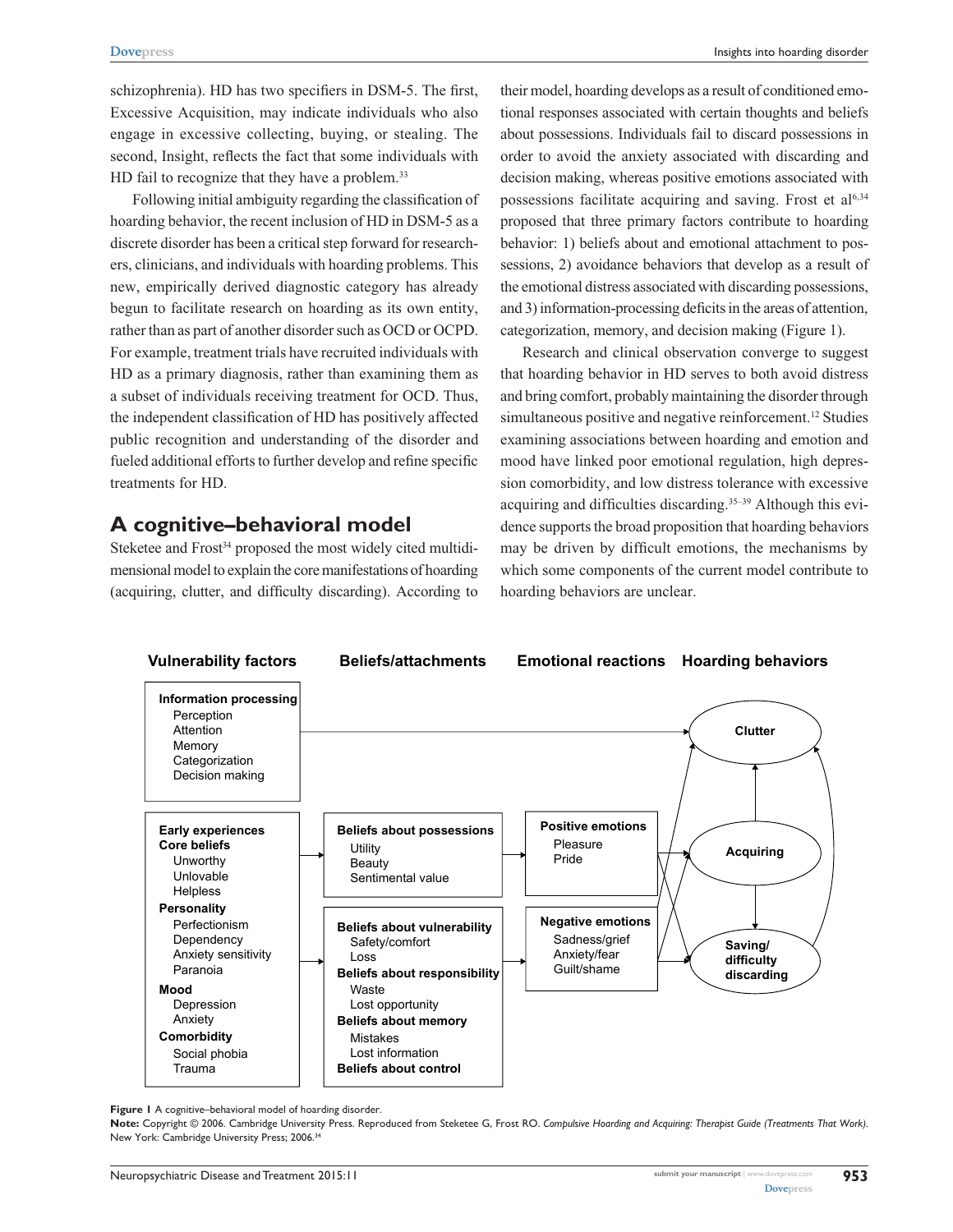schizophrenia). HD has two specifiers in DSM-5. The first, Excessive Acquisition, may indicate individuals who also engage in excessive collecting, buying, or stealing. The second, Insight, reflects the fact that some individuals with HD fail to recognize that they have a problem.[33]

Following initial ambiguity regarding the classification of hoarding behavior, the recent inclusion of HD in DSM-5 as a discrete disorder has been a critical step forward for researchers, clinicians, and individuals with hoarding problems. This new, empirically derived diagnostic category has already begun to facilitate research on hoarding as its own entity, rather than as part of another disorder such as OCD or OCPD. For example, treatment trials have recruited individuals with HD as a primary diagnosis, rather than examining them as a subset of individuals receiving treatment for OCD. Thus, the independent classification of HD has positively affected public recognition and understanding of the disorder and fueled additional efforts to further develop and refine specific treatments for HD.

## A cognitive–behavioral model

Steketee and Frost[34] proposed the most widely cited multidimensional model to explain the core manifestations of hoarding (acquiring, clutter, and difficulty discarding). According to their model, hoarding develops as a result of conditioned emotional responses associated with certain thoughts and beliefs about possessions. Individuals fail to discard possessions in order to avoid the anxiety associated with discarding and decision making, whereas positive emotions associated with possessions facilitate acquiring and saving. Frost et al[6,34] proposed that three primary factors contribute to hoarding behavior: 1) beliefs about and emotional attachment to possessions, 2) avoidance behaviors that develop as a result of the emotional distress associated with discarding possessions, and 3) information-processing deficits in the areas of attention, categorization, memory, and decision making (Figure 1).

Research and clinical observation converge to suggest that hoarding behavior in HD serves to both avoid distress and bring comfort, probably maintaining the disorder through simultaneous positive and negative reinforcement.[12] Studies examining associations between hoarding and emotion and mood have linked poor emotional regulation, high depression comorbidity, and low distress tolerance with excessive acquiring and difficulties discarding.[35–39] Although this evidence supports the broad proposition that hoarding behaviors may be driven by difficult emotions, the mechanisms by which some components of the current model contribute to hoarding behaviors are unclear.

**Figure 1** A cognitive–behavioral model of hoarding disorder.

**Note:** Copyright © 2006. Cambridge University Press. Reproduced from Steketee G, Frost RO. *Compulsive Hoarding and Acquiring: Therapist Guide (Treatments That Work)*. New York: Cambridge University Press; 2006.[34]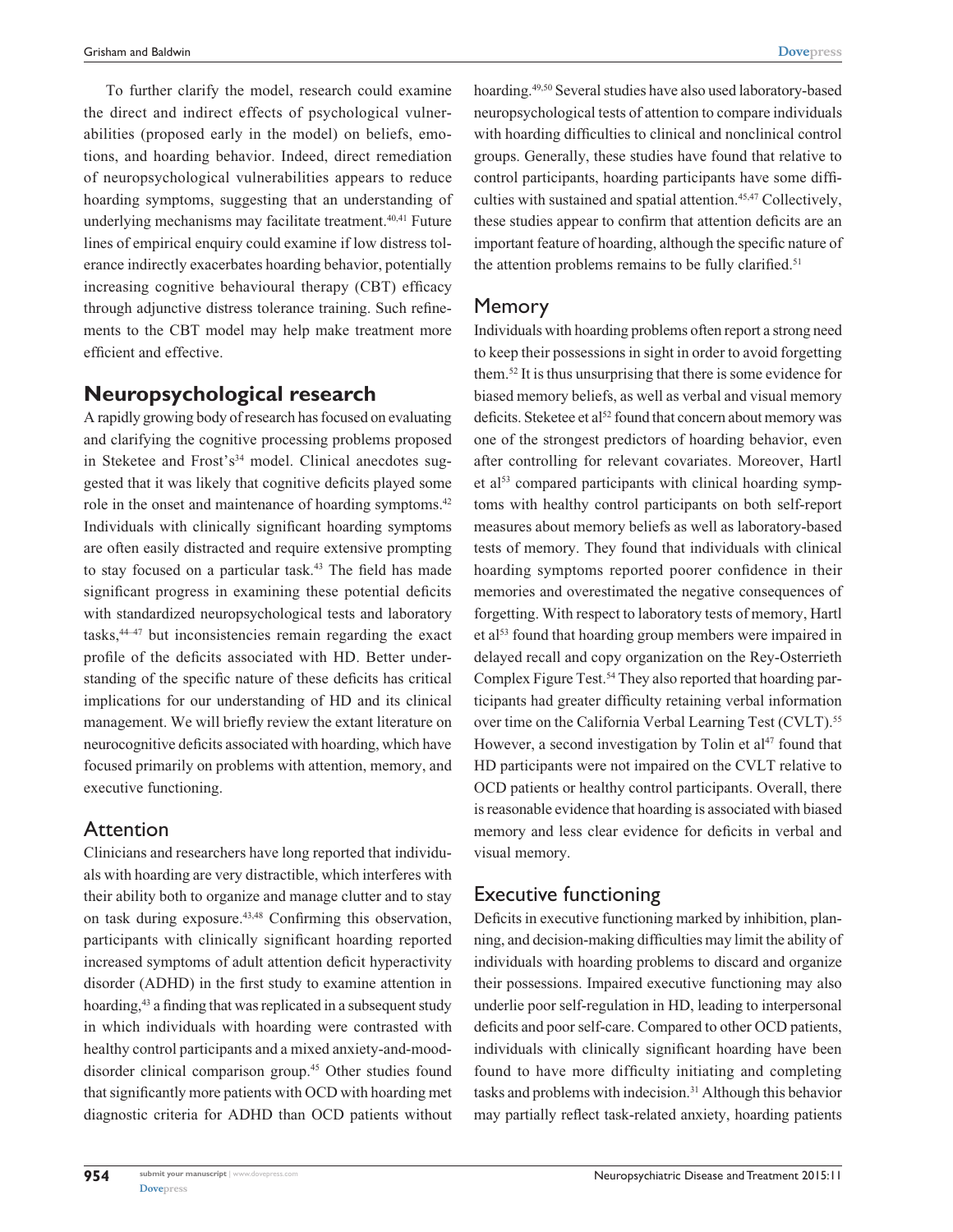To further clarify the model, research could examine the direct and indirect effects of psychological vulnerabilities (proposed early in the model) on beliefs, emotions, and hoarding behavior. Indeed, direct remediation of neuropsychological vulnerabilities appears to reduce hoarding symptoms, suggesting that an understanding of underlying mechanisms may facilitate treatment.[40,41] Future lines of empirical enquiry could examine if low distress tolerance indirectly exacerbates hoarding behavior, potentially increasing cognitive behavioural therapy (CBT) efficacy through adjunctive distress tolerance training. Such refinements to the CBT model may help make treatment more efficient and effective.

## Neuropsychological research

A rapidly growing body of research has focused on evaluating and clarifying the cognitive processing problems proposed in Steketee and Frost's[34] model. Clinical anecdotes suggested that it was likely that cognitive deficits played some role in the onset and maintenance of hoarding symptoms.[42] Individuals with clinically significant hoarding symptoms are often easily distracted and require extensive prompting to stay focused on a particular task.[43] The field has made significant progress in examining these potential deficits with standardized neuropsychological tests and laboratory tasks,[44–47] but inconsistencies remain regarding the exact profile of the deficits associated with HD. Better understanding of the specific nature of these deficits has critical implications for our understanding of HD and its clinical management. We will briefly review the extant literature on neurocognitive deficits associated with hoarding, which have focused primarily on problems with attention, memory, and executive functioning.

### Attention

Clinicians and researchers have long reported that individuals with hoarding are very distractible, which interferes with their ability both to organize and manage clutter and to stay on task during exposure.[43,48] Confirming this observation, participants with clinically significant hoarding reported increased symptoms of adult attention deficit hyperactivity disorder (ADHD) in the first study to examine attention in hoarding,[43] a finding that was replicated in a subsequent study in which individuals with hoarding were contrasted with healthy control participants and a mixed anxiety-and-mood-disorder clinical comparison group.[45] Other studies found that significantly more patients with OCD with hoarding met diagnostic criteria for ADHD than OCD patients without hoarding.[49,50] Several studies have also used laboratory-based neuropsychological tests of attention to compare individuals with hoarding difficulties to clinical and nonclinical control groups. Generally, these studies have found that relative to control participants, hoarding participants have some difficulties with sustained and spatial attention.[45,47] Collectively, these studies appear to confirm that attention deficits are an important feature of hoarding, although the specific nature of the attention problems remains to be fully clarified.[51]

### Memory

Individuals with hoarding problems often report a strong need to keep their possessions in sight in order to avoid forgetting them.[52] It is thus unsurprising that there is some evidence for biased memory beliefs, as well as verbal and visual memory deficits. Steketee et al[52] found that concern about memory was one of the strongest predictors of hoarding behavior, even after controlling for relevant covariates. Moreover, Hartl et al[53] compared participants with clinical hoarding symptoms with healthy control participants on both self-report measures about memory beliefs as well as laboratory-based tests of memory. They found that individuals with clinical hoarding symptoms reported poorer confidence in their memories and overestimated the negative consequences of forgetting. With respect to laboratory tests of memory, Hartl et al[53] found that hoarding group members were impaired in delayed recall and copy organization on the Rey-Osterrieth Complex Figure Test.[54] They also reported that hoarding participants had greater difficulty retaining verbal information over time on the California Verbal Learning Test (CVLT).[55] However, a second investigation by Tolin et al[47] found that HD participants were not impaired on the CVLT relative to OCD patients or healthy control participants. Overall, there is reasonable evidence that hoarding is associated with biased memory and less clear evidence for deficits in verbal and visual memory.

### Executive functioning

Deficits in executive functioning marked by inhibition, planning, and decision-making difficulties may limit the ability of individuals with hoarding problems to discard and organize their possessions. Impaired executive functioning may also underlie poor self-regulation in HD, leading to interpersonal deficits and poor self-care. Compared to other OCD patients, individuals with clinically significant hoarding have been found to have more difficulty initiating and completing tasks and problems with indecision.[31] Although this behavior may partially reflect task-related anxiety, hoarding patients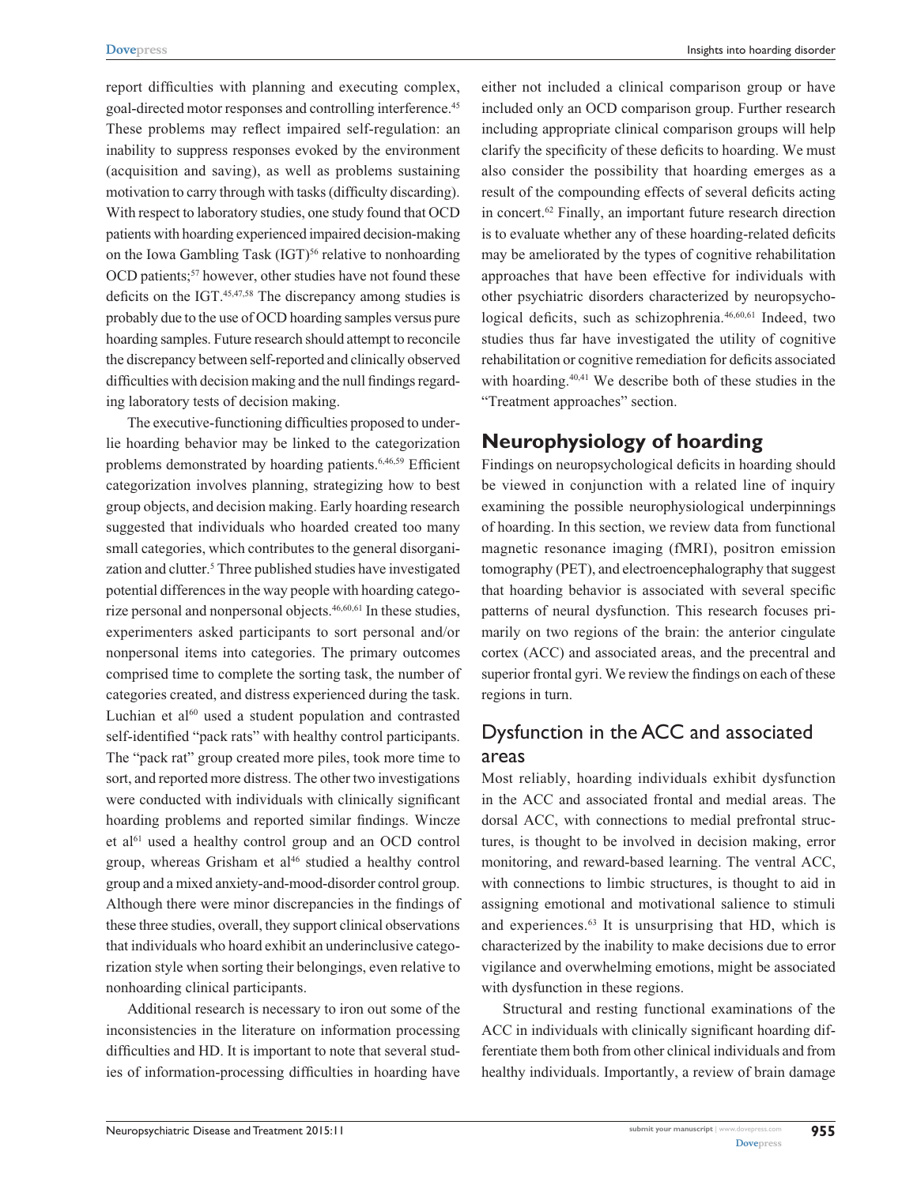report difficulties with planning and executing complex, goal-directed motor responses and controlling interference.[45] These problems may reflect impaired self-regulation: an inability to suppress responses evoked by the environment (acquisition and saving), as well as problems sustaining motivation to carry through with tasks (difficulty discarding). With respect to laboratory studies, one study found that OCD patients with hoarding experienced impaired decision-making on the Iowa Gambling Task (IGT)[56] relative to nonhoarding OCD patients;[57] however, other studies have not found these deficits on the IGT.[45,47,58] The discrepancy among studies is probably due to the use of OCD hoarding samples versus pure hoarding samples. Future research should attempt to reconcile the discrepancy between self-reported and clinically observed difficulties with decision making and the null findings regarding laboratory tests of decision making.

The executive-functioning difficulties proposed to underlie hoarding behavior may be linked to the categorization problems demonstrated by hoarding patients.[6,46,59] Efficient categorization involves planning, strategizing how to best group objects, and decision making. Early hoarding research suggested that individuals who hoarded created too many small categories, which contributes to the general disorganization and clutter.[5] Three published studies have investigated potential differences in the way people with hoarding categorize personal and nonpersonal objects.[46,60,61] In these studies, experimenters asked participants to sort personal and/or nonpersonal items into categories. The primary outcomes comprised time to complete the sorting task, the number of categories created, and distress experienced during the task. Luchian et al[60] used a student population and contrasted self-identified "pack rats" with healthy control participants. The "pack rat" group created more piles, took more time to sort, and reported more distress. The other two investigations were conducted with individuals with clinically significant hoarding problems and reported similar findings. Wincze et al[61] used a healthy control group and an OCD control group, whereas Grisham et al[46] studied a healthy control group and a mixed anxiety-and-mood-disorder control group. Although there were minor discrepancies in the findings of these three studies, overall, they support clinical observations that individuals who hoard exhibit an underinclusive categorization style when sorting their belongings, even relative to nonhoarding clinical participants.

Additional research is necessary to iron out some of the inconsistencies in the literature on information processing difficulties and HD. It is important to note that several studies of information-processing difficulties in hoarding have either not included a clinical comparison group or have included only an OCD comparison group. Further research including appropriate clinical comparison groups will help clarify the specificity of these deficits to hoarding. We must also consider the possibility that hoarding emerges as a result of the compounding effects of several deficits acting in concert.[62] Finally, an important future research direction is to evaluate whether any of these hoarding-related deficits may be ameliorated by the types of cognitive rehabilitation approaches that have been effective for individuals with other psychiatric disorders characterized by neuropsychological deficits, such as schizophrenia.[46,60,61] Indeed, two studies thus far have investigated the utility of cognitive rehabilitation or cognitive remediation for deficits associated with hoarding.[40,41] We describe both of these studies in the "Treatment approaches" section.

## Neurophysiology of hoarding

Findings on neuropsychological deficits in hoarding should be viewed in conjunction with a related line of inquiry examining the possible neurophysiological underpinnings of hoarding. In this section, we review data from functional magnetic resonance imaging (fMRI), positron emission tomography (PET), and electroencephalography that suggest that hoarding behavior is associated with several specific patterns of neural dysfunction. This research focuses primarily on two regions of the brain: the anterior cingulate cortex (ACC) and associated areas, and the precentral and superior frontal gyri. We review the findings on each of these regions in turn.

### Dysfunction in the ACC and associated areas

Most reliably, hoarding individuals exhibit dysfunction in the ACC and associated frontal and medial areas. The dorsal ACC, with connections to medial prefrontal structures, is thought to be involved in decision making, error monitoring, and reward-based learning. The ventral ACC, with connections to limbic structures, is thought to aid in assigning emotional and motivational salience to stimuli and experiences.[63] It is unsurprising that HD, which is characterized by the inability to make decisions due to error vigilance and overwhelming emotions, might be associated with dysfunction in these regions.

Structural and resting functional examinations of the ACC in individuals with clinically significant hoarding differentiate them both from other clinical individuals and from healthy individuals. Importantly, a review of brain damage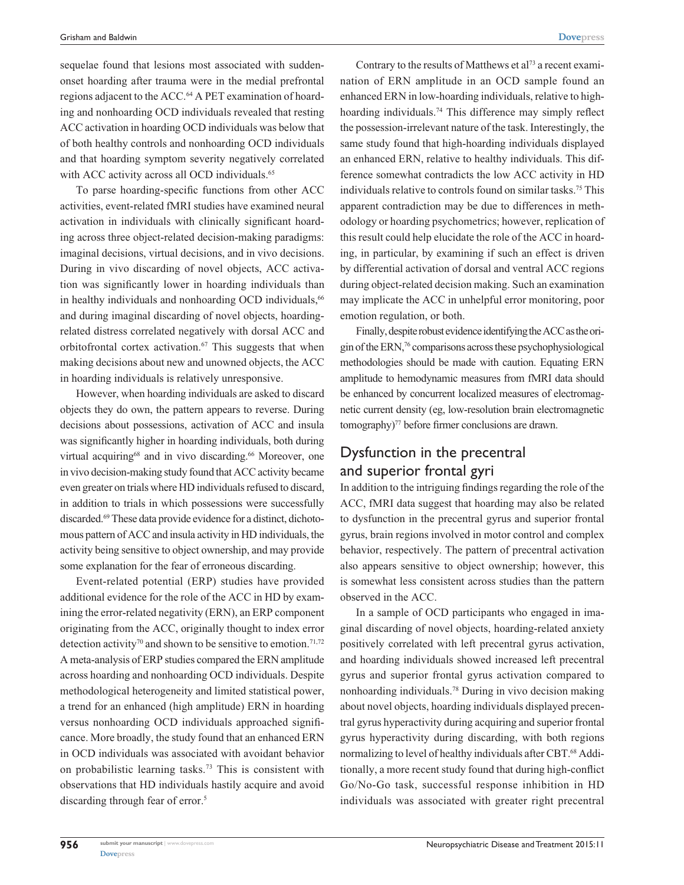sequelae found that lesions most associated with sudden-onset hoarding after trauma were in the medial prefrontal regions adjacent to the ACC.[64] A PET examination of hoarding and nonhoarding OCD individuals revealed that resting ACC activation in hoarding OCD individuals was below that of both healthy controls and nonhoarding OCD individuals and that hoarding symptom severity negatively correlated with ACC activity across all OCD individuals.[65]

To parse hoarding-specific functions from other ACC activities, event-related fMRI studies have examined neural activation in individuals with clinically significant hoarding across three object-related decision-making paradigms: imaginal decisions, virtual decisions, and in vivo decisions. During in vivo discarding of novel objects, ACC activation was significantly lower in hoarding individuals than in healthy individuals and nonhoarding OCD individuals,[66] and during imaginal discarding of novel objects, hoarding-related distress correlated negatively with dorsal ACC and orbitofrontal cortex activation.[67] This suggests that when making decisions about new and unowned objects, the ACC in hoarding individuals is relatively unresponsive.

However, when hoarding individuals are asked to discard objects they do own, the pattern appears to reverse. During decisions about possessions, activation of ACC and insula was significantly higher in hoarding individuals, both during virtual acquiring[68] and in vivo discarding.[66] Moreover, one in vivo decision-making study found that ACC activity became even greater on trials where HD individuals refused to discard, in addition to trials in which possessions were successfully discarded.[69] These data provide evidence for a distinct, dichotomous pattern of ACC and insula activity in HD individuals, the activity being sensitive to object ownership, and may provide some explanation for the fear of erroneous discarding.

Event-related potential (ERP) studies have provided additional evidence for the role of the ACC in HD by examining the error-related negativity (ERN), an ERP component originating from the ACC, originally thought to index error detection activity[70] and shown to be sensitive to emotion.[71,72] A meta-analysis of ERP studies compared the ERN amplitude across hoarding and nonhoarding OCD individuals. Despite methodological heterogeneity and limited statistical power, a trend for an enhanced (high amplitude) ERN in hoarding versus nonhoarding OCD individuals approached significance. More broadly, the study found that an enhanced ERN in OCD individuals was associated with avoidant behavior on probabilistic learning tasks.[73] This is consistent with observations that HD individuals hastily acquire and avoid discarding through fear of error.[5]

Contrary to the results of Matthews et al[73] a recent examination of ERN amplitude in an OCD sample found an enhanced ERN in low-hoarding individuals, relative to high-hoarding individuals.[74] This difference may simply reflect the possession-irrelevant nature of the task. Interestingly, the same study found that high-hoarding individuals displayed an enhanced ERN, relative to healthy individuals. This difference somewhat contradicts the low ACC activity in HD individuals relative to controls found on similar tasks.[75] This apparent contradiction may be due to differences in methodology or hoarding psychometrics; however, replication of this result could help elucidate the role of the ACC in hoarding, in particular, by examining if such an effect is driven by differential activation of dorsal and ventral ACC regions during object-related decision making. Such an examination may implicate the ACC in unhelpful error monitoring, poor emotion regulation, or both.

Finally, despite robust evidence identifying the ACC as the origin of the ERN,[76] comparisons across these psychophysiological methodologies should be made with caution. Equating ERN amplitude to hemodynamic measures from fMRI data should be enhanced by concurrent localized measures of electromagnetic current density (eg, low-resolution brain electromagnetic tomography)[77] before firmer conclusions are drawn.

## Dysfunction in the precentral and superior frontal gyri

In addition to the intriguing findings regarding the role of the ACC, fMRI data suggest that hoarding may also be related to dysfunction in the precentral gyrus and superior frontal gyrus, brain regions involved in motor control and complex behavior, respectively. The pattern of precentral activation also appears sensitive to object ownership; however, this is somewhat less consistent across studies than the pattern observed in the ACC.

In a sample of OCD participants who engaged in imaginal discarding of novel objects, hoarding-related anxiety positively correlated with left precentral gyrus activation, and hoarding individuals showed increased left precentral gyrus and superior frontal gyrus activation compared to nonhoarding individuals.[78] During in vivo decision making about novel objects, hoarding individuals displayed precentral gyrus hyperactivity during acquiring and superior frontal gyrus hyperactivity during discarding, with both regions normalizing to level of healthy individuals after CBT.[68] Additionally, a more recent study found that during high-conflict Go/No-Go task, successful response inhibition in HD individuals was associated with greater right precentral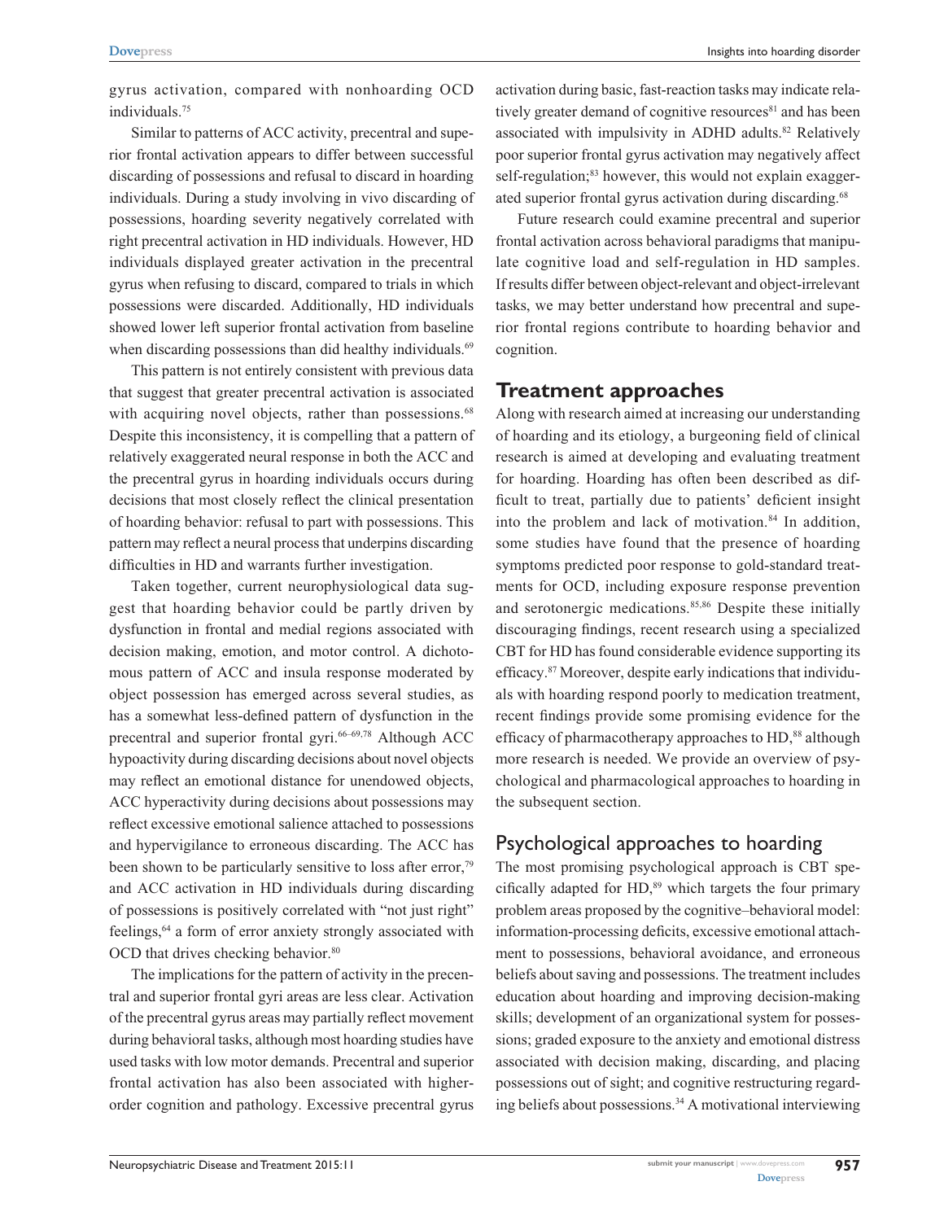gyrus activation, compared with nonhoarding OCD individuals.[75]

Similar to patterns of ACC activity, precentral and superior frontal activation appears to differ between successful discarding of possessions and refusal to discard in hoarding individuals. During a study involving in vivo discarding of possessions, hoarding severity negatively correlated with right precentral activation in HD individuals. However, HD individuals displayed greater activation in the precentral gyrus when refusing to discard, compared to trials in which possessions were discarded. Additionally, HD individuals showed lower left superior frontal activation from baseline when discarding possessions than did healthy individuals.[69]

This pattern is not entirely consistent with previous data that suggest that greater precentral activation is associated with acquiring novel objects, rather than possessions.[68] Despite this inconsistency, it is compelling that a pattern of relatively exaggerated neural response in both the ACC and the precentral gyrus in hoarding individuals occurs during decisions that most closely reflect the clinical presentation of hoarding behavior: refusal to part with possessions. This pattern may reflect a neural process that underpins discarding difficulties in HD and warrants further investigation.

Taken together, current neurophysiological data suggest that hoarding behavior could be partly driven by dysfunction in frontal and medial regions associated with decision making, emotion, and motor control. A dichotomous pattern of ACC and insula response moderated by object possession has emerged across several studies, as has a somewhat less-defined pattern of dysfunction in the precentral and superior frontal gyri.[66–69,78] Although ACC hypoactivity during discarding decisions about novel objects may reflect an emotional distance for unendowed objects, ACC hyperactivity during decisions about possessions may reflect excessive emotional salience attached to possessions and hypervigilance to erroneous discarding. The ACC has been shown to be particularly sensitive to loss after error,[79] and ACC activation in HD individuals during discarding of possessions is positively correlated with "not just right" feelings,[64] a form of error anxiety strongly associated with OCD that drives checking behavior.[80]

The implications for the pattern of activity in the precentral and superior frontal gyri areas are less clear. Activation of the precentral gyrus areas may partially reflect movement during behavioral tasks, although most hoarding studies have used tasks with low motor demands. Precentral and superior frontal activation has also been associated with higher-order cognition and pathology. Excessive precentral gyrus activation during basic, fast-reaction tasks may indicate relatively greater demand of cognitive resources[81] and has been associated with impulsivity in ADHD adults.[82] Relatively poor superior frontal gyrus activation may negatively affect self-regulation;[83] however, this would not explain exaggerated superior frontal gyrus activation during discarding.[68]

Future research could examine precentral and superior frontal activation across behavioral paradigms that manipulate cognitive load and self-regulation in HD samples. If results differ between object-relevant and object-irrelevant tasks, we may better understand how precentral and superior frontal regions contribute to hoarding behavior and cognition.

## Treatment approaches

Along with research aimed at increasing our understanding of hoarding and its etiology, a burgeoning field of clinical research is aimed at developing and evaluating treatment for hoarding. Hoarding has often been described as difficult to treat, partially due to patients' deficient insight into the problem and lack of motivation.[84] In addition, some studies have found that the presence of hoarding symptoms predicted poor response to gold-standard treatments for OCD, including exposure response prevention and serotonergic medications.[85,86] Despite these initially discouraging findings, recent research using a specialized CBT for HD has found considerable evidence supporting its efficacy.[87] Moreover, despite early indications that individuals with hoarding respond poorly to medication treatment, recent findings provide some promising evidence for the efficacy of pharmacotherapy approaches to HD,[88] although more research is needed. We provide an overview of psychological and pharmacological approaches to hoarding in the subsequent section.

### Psychological approaches to hoarding

The most promising psychological approach is CBT specifically adapted for HD,[89] which targets the four primary problem areas proposed by the cognitive–behavioral model: information-processing deficits, excessive emotional attachment to possessions, behavioral avoidance, and erroneous beliefs about saving and possessions. The treatment includes education about hoarding and improving decision-making skills; development of an organizational system for possessions; graded exposure to the anxiety and emotional distress associated with decision making, discarding, and placing possessions out of sight; and cognitive restructuring regarding beliefs about possessions.[34] A motivational interviewing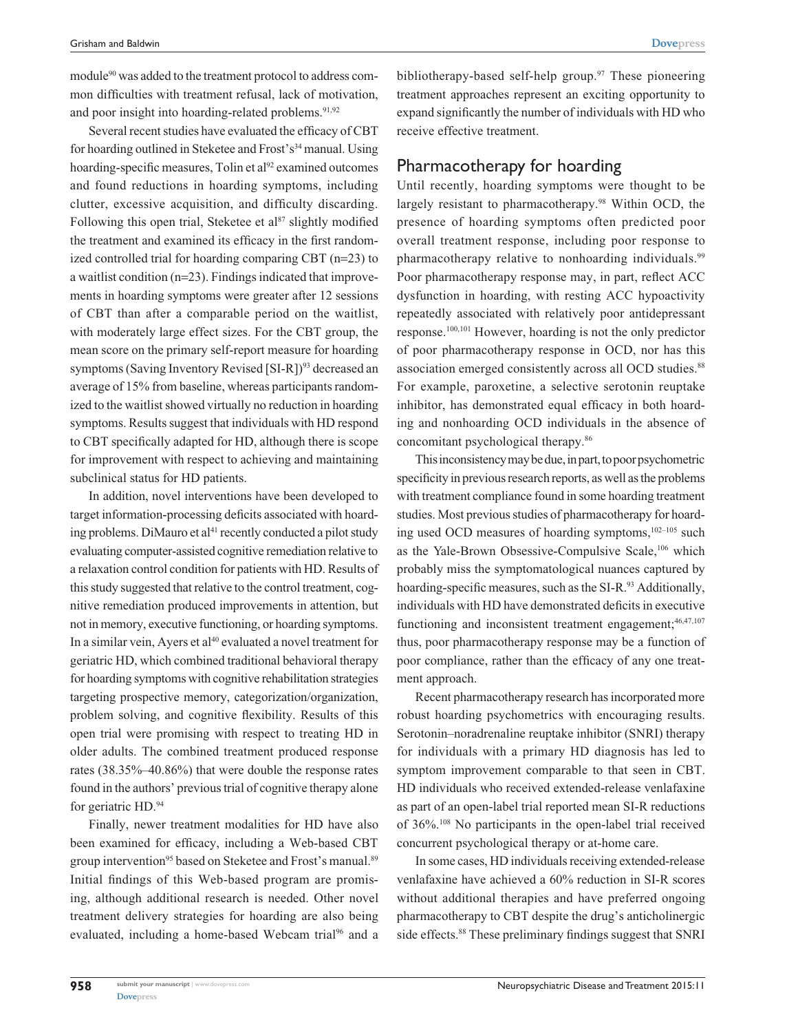module[90] was added to the treatment protocol to address common difficulties with treatment refusal, lack of motivation, and poor insight into hoarding-related problems.[91,92]

Several recent studies have evaluated the efficacy of CBT for hoarding outlined in Steketee and Frost's[34] manual. Using hoarding-specific measures, Tolin et al[92] examined outcomes and found reductions in hoarding symptoms, including clutter, excessive acquisition, and difficulty discarding. Following this open trial, Steketee et al[87] slightly modified the treatment and examined its efficacy in the first randomized controlled trial for hoarding comparing CBT (n=23) to a waitlist condition (n=23). Findings indicated that improvements in hoarding symptoms were greater after 12 sessions of CBT than after a comparable period on the waitlist, with moderately large effect sizes. For the CBT group, the mean score on the primary self-report measure for hoarding symptoms (Saving Inventory Revised [SI-R])[93] decreased an average of 15% from baseline, whereas participants randomized to the waitlist showed virtually no reduction in hoarding symptoms. Results suggest that individuals with HD respond to CBT specifically adapted for HD, although there is scope for improvement with respect to achieving and maintaining subclinical status for HD patients.

In addition, novel interventions have been developed to target information-processing deficits associated with hoarding problems. DiMauro et al[41] recently conducted a pilot study evaluating computer-assisted cognitive remediation relative to a relaxation control condition for patients with HD. Results of this study suggested that relative to the control treatment, cognitive remediation produced improvements in attention, but not in memory, executive functioning, or hoarding symptoms. In a similar vein, Ayers et al[40] evaluated a novel treatment for geriatric HD, which combined traditional behavioral therapy for hoarding symptoms with cognitive rehabilitation strategies targeting prospective memory, categorization/organization, problem solving, and cognitive flexibility. Results of this open trial were promising with respect to treating HD in older adults. The combined treatment produced response rates (38.35%–40.86%) that were double the response rates found in the authors' previous trial of cognitive therapy alone for geriatric HD.[94]

Finally, newer treatment modalities for HD have also been examined for efficacy, including a Web-based CBT group intervention[95] based on Steketee and Frost's manual.[89] Initial findings of this Web-based program are promising, although additional research is needed. Other novel treatment delivery strategies for hoarding are also being evaluated, including a home-based Webcam trial[96] and a bibliotherapy-based self-help group.[97] These pioneering treatment approaches represent an exciting opportunity to expand significantly the number of individuals with HD who receive effective treatment.

## Pharmacotherapy for hoarding

Until recently, hoarding symptoms were thought to be largely resistant to pharmacotherapy.[98] Within OCD, the presence of hoarding symptoms often predicted poor overall treatment response, including poor response to pharmacotherapy relative to nonhoarding individuals.[99] Poor pharmacotherapy response may, in part, reflect ACC dysfunction in hoarding, with resting ACC hypoactivity repeatedly associated with relatively poor antidepressant response.[100,101] However, hoarding is not the only predictor of poor pharmacotherapy response in OCD, nor has this association emerged consistently across all OCD studies.[88] For example, paroxetine, a selective serotonin reuptake inhibitor, has demonstrated equal efficacy in both hoarding and nonhoarding OCD individuals in the absence of concomitant psychological therapy.[86]

This inconsistency may be due, in part, to poor psychometric specificity in previous research reports, as well as the problems with treatment compliance found in some hoarding treatment studies. Most previous studies of pharmacotherapy for hoarding used OCD measures of hoarding symptoms,[102–105] such as the Yale-Brown Obsessive-Compulsive Scale,[106] which probably miss the symptomatological nuances captured by hoarding-specific measures, such as the SI-R.[93] Additionally, individuals with HD have demonstrated deficits in executive functioning and inconsistent treatment engagement;[46,47,107] thus, poor pharmacotherapy response may be a function of poor compliance, rather than the efficacy of any one treatment approach.

Recent pharmacotherapy research has incorporated more robust hoarding psychometrics with encouraging results. Serotonin–noradrenaline reuptake inhibitor (SNRI) therapy for individuals with a primary HD diagnosis has led to symptom improvement comparable to that seen in CBT. HD individuals who received extended-release venlafaxine as part of an open-label trial reported mean SI-R reductions of 36%.[108] No participants in the open-label trial received concurrent psychological therapy or at-home care.

In some cases, HD individuals receiving extended-release venlafaxine have achieved a 60% reduction in SI-R scores without additional therapies and have preferred ongoing pharmacotherapy to CBT despite the drug's anticholinergic side effects.[88] These preliminary findings suggest that SNRI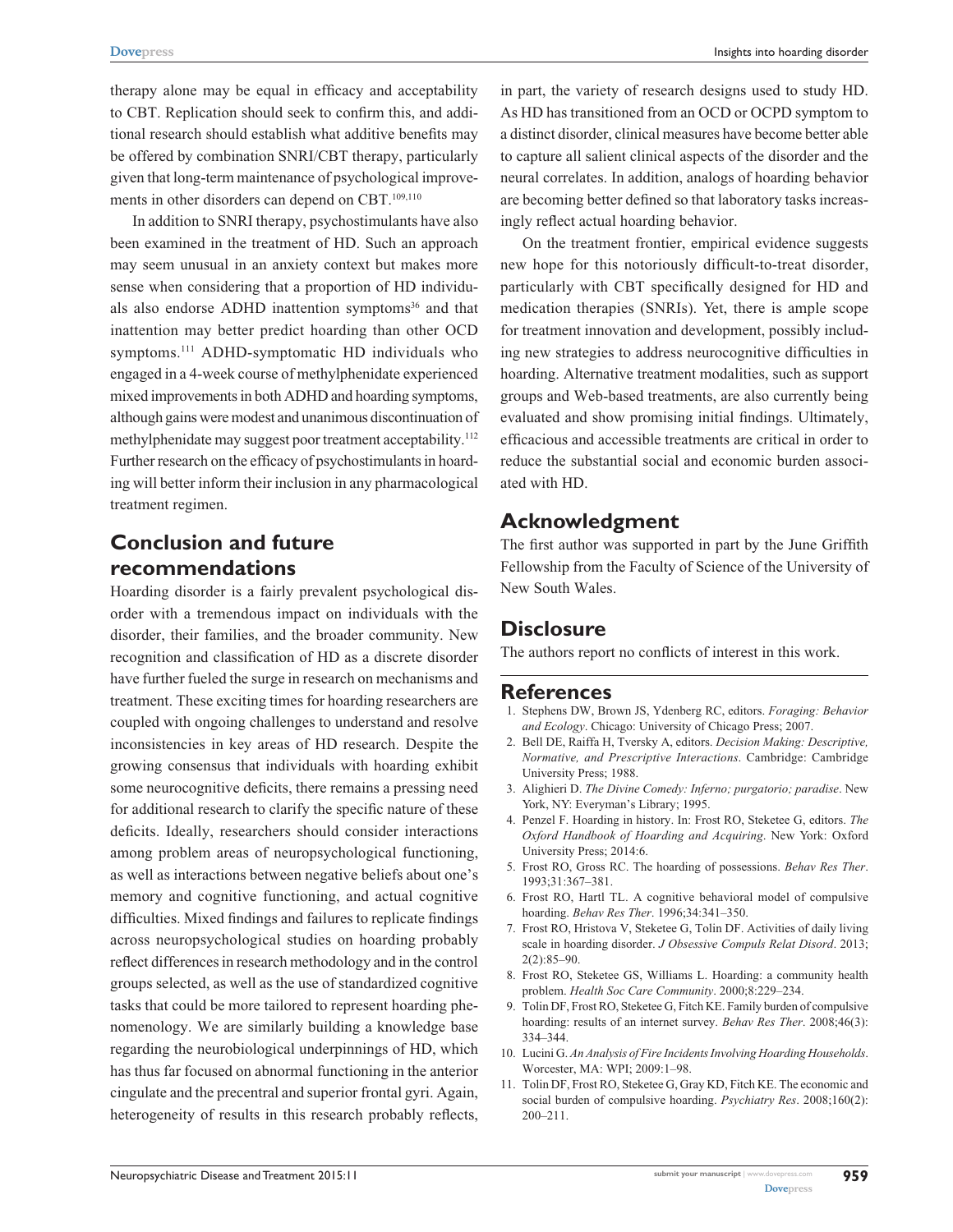therapy alone may be equal in efficacy and acceptability to CBT. Replication should seek to confirm this, and additional research should establish what additive benefits may be offered by combination SNRI/CBT therapy, particularly given that long-term maintenance of psychological improvements in other disorders can depend on CBT.[109,110]

In addition to SNRI therapy, psychostimulants have also been examined in the treatment of HD. Such an approach may seem unusual in an anxiety context but makes more sense when considering that a proportion of HD individuals also endorse ADHD inattention symptoms[36] and that inattention may better predict hoarding than other OCD symptoms.[111] ADHD-symptomatic HD individuals who engaged in a 4-week course of methylphenidate experienced mixed improvements in both ADHD and hoarding symptoms, although gains were modest and unanimous discontinuation of methylphenidate may suggest poor treatment acceptability.[112] Further research on the efficacy of psychostimulants in hoarding will better inform their inclusion in any pharmacological treatment regimen.

## Conclusion and future recommendations

Hoarding disorder is a fairly prevalent psychological disorder with a tremendous impact on individuals with the disorder, their families, and the broader community. New recognition and classification of HD as a discrete disorder have further fueled the surge in research on mechanisms and treatment. These exciting times for hoarding researchers are coupled with ongoing challenges to understand and resolve inconsistencies in key areas of HD research. Despite the growing consensus that individuals with hoarding exhibit some neurocognitive deficits, there remains a pressing need for additional research to clarify the specific nature of these deficits. Ideally, researchers should consider interactions among problem areas of neuropsychological functioning, as well as interactions between negative beliefs about one's memory and cognitive functioning, and actual cognitive difficulties. Mixed findings and failures to replicate findings across neuropsychological studies on hoarding probably reflect differences in research methodology and in the control groups selected, as well as the use of standardized cognitive tasks that could be more tailored to represent hoarding phenomenology. We are similarly building a knowledge base regarding the neurobiological underpinnings of HD, which has thus far focused on abnormal functioning in the anterior cingulate and the precentral and superior frontal gyri. Again, heterogeneity of results in this research probably reflects, in part, the variety of research designs used to study HD. As HD has transitioned from an OCD or OCPD symptom to a distinct disorder, clinical measures have become better able to capture all salient clinical aspects of the disorder and the neural correlates. In addition, analogs of hoarding behavior are becoming better defined so that laboratory tasks increasingly reflect actual hoarding behavior.

On the treatment frontier, empirical evidence suggests new hope for this notoriously difficult-to-treat disorder, particularly with CBT specifically designed for HD and medication therapies (SNRIs). Yet, there is ample scope for treatment innovation and development, possibly including new strategies to address neurocognitive difficulties in hoarding. Alternative treatment modalities, such as support groups and Web-based treatments, are also currently being evaluated and show promising initial findings. Ultimately, efficacious and accessible treatments are critical in order to reduce the substantial social and economic burden associated with HD.

## Acknowledgment

The first author was supported in part by the June Griffith Fellowship from the Faculty of Science of the University of New South Wales.

## Disclosure

The authors report no conflicts of interest in this work.

## References

1. Stephens DW, Brown JS, Ydenberg RC, editors. *Foraging: Behavior and Ecology*. Chicago: University of Chicago Press; 2007.
2. Bell DE, Raiffa H, Tversky A, editors. *Decision Making: Descriptive, Normative, and Prescriptive Interactions*. Cambridge: Cambridge University Press; 1988.
3. Alighieri D. *The Divine Comedy: Inferno; purgatorio; paradise*. New York, NY: Everyman's Library; 1995.
4. Penzel F. Hoarding in history. In: Frost RO, Steketee G, editors. *The Oxford Handbook of Hoarding and Acquiring*. New York: Oxford University Press; 2014:6.
5. Frost RO, Gross RC. The hoarding of possessions. *Behav Res Ther*. 1993;31:367–381.
6. Frost RO, Hartl TL. A cognitive behavioral model of compulsive hoarding. *Behav Res Ther*. 1996;34:341–350.
7. Frost RO, Hristova V, Steketee G, Tolin DF. Activities of daily living scale in hoarding disorder. *J Obsessive Compuls Relat Disord*. 2013; 2(2):85–90.
8. Frost RO, Steketee GS, Williams L. Hoarding: a community health problem. *Health Soc Care Community*. 2000;8:229–234.
9. Tolin DF, Frost RO, Steketee G, Fitch KE. Family burden of compulsive hoarding: results of an internet survey. *Behav Res Ther*. 2008;46(3): 334–344.
10. Lucini G. *An Analysis of Fire Incidents Involving Hoarding Households*. Worcester, MA: WPI; 2009:1–98.
11. Tolin DF, Frost RO, Steketee G, Gray KD, Fitch KE. The economic and social burden of compulsive hoarding. *Psychiatry Res*. 2008;160(2): 200–211.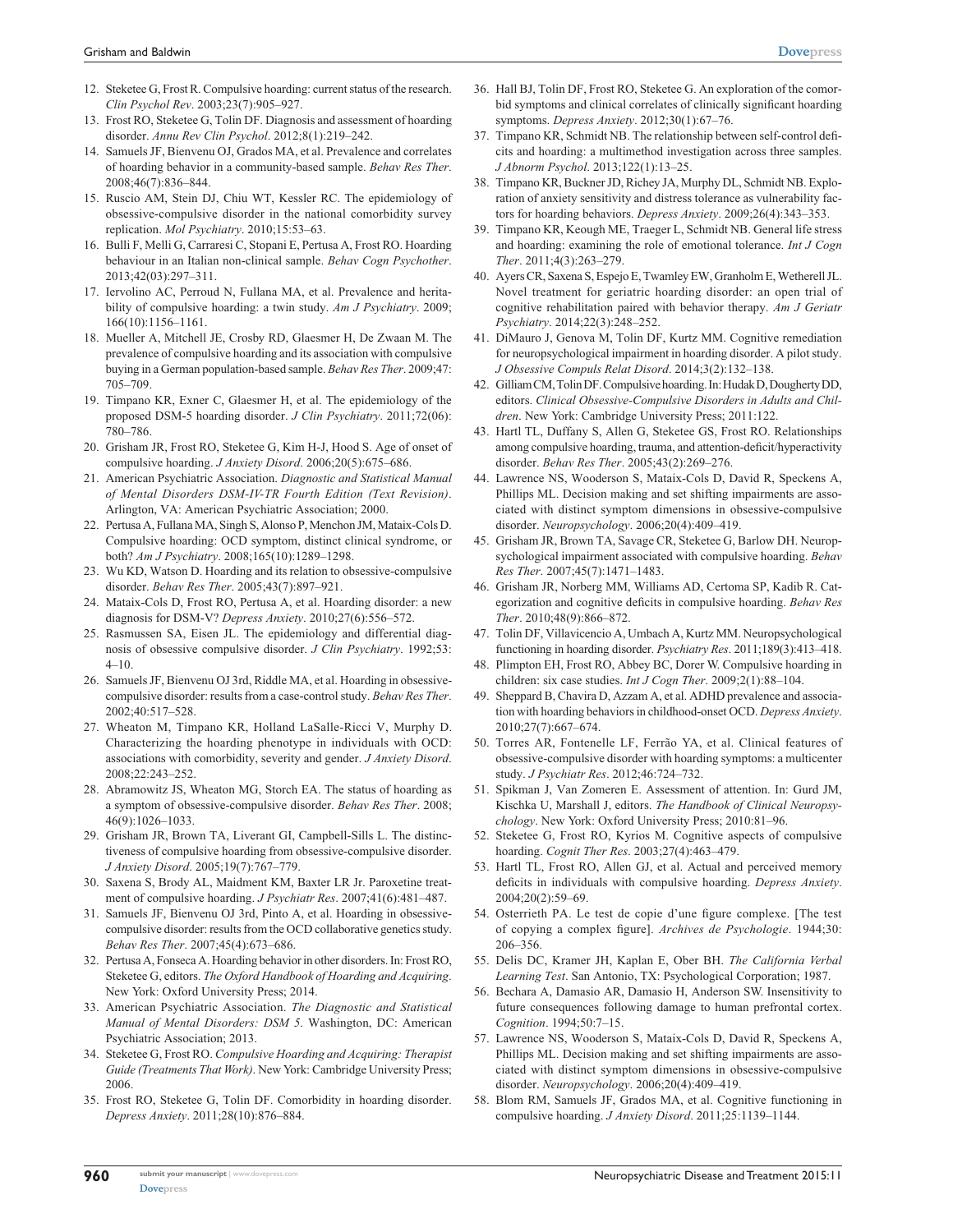12. Steketee G, Frost R. Compulsive hoarding: current status of the research. *Clin Psychol Rev*. 2003;23(7):905–927.
13. Frost RO, Steketee G, Tolin DF. Diagnosis and assessment of hoarding disorder. *Annu Rev Clin Psychol*. 2012;8(1):219–242.
14. Samuels JF, Bienvenu OJ, Grados MA, et al. Prevalence and correlates of hoarding behavior in a community-based sample. *Behav Res Ther*. 2008;46(7):836–844.
15. Ruscio AM, Stein DJ, Chiu WT, Kessler RC. The epidemiology of obsessive-compulsive disorder in the national comorbidity survey replication. *Mol Psychiatry*. 2010;15:53–63.
16. Bulli F, Melli G, Carraresi C, Stopani E, Pertusa A, Frost RO. Hoarding behaviour in an Italian non-clinical sample. *Behav Cogn Psychother*. 2013;42(03):297–311.
17. Iervolino AC, Perroud N, Fullana MA, et al. Prevalence and heritability of compulsive hoarding: a twin study. *Am J Psychiatry*. 2009; 166(10):1156–1161.
18. Mueller A, Mitchell JE, Crosby RD, Glaesmer H, De Zwaan M. The prevalence of compulsive hoarding and its association with compulsive buying in a German population-based sample. *Behav Res Ther*. 2009;47: 705–709.
19. Timpano KR, Exner C, Glaesmer H, et al. The epidemiology of the proposed DSM-5 hoarding disorder. *J Clin Psychiatry*. 2011;72(06): 780–786.
20. Grisham JR, Frost RO, Steketee G, Kim H-J, Hood S. Age of onset of compulsive hoarding. *J Anxiety Disord*. 2006;20(5):675–686.
21. American Psychiatric Association. *Diagnostic and Statistical Manual of Mental Disorders DSM-IV-TR Fourth Edition (Text Revision)*. Arlington, VA: American Psychiatric Association; 2000.
22. Pertusa A, Fullana MA, Singh S, Alonso P, Menchon JM, Mataix-Cols D. Compulsive hoarding: OCD symptom, distinct clinical syndrome, or both? *Am J Psychiatry*. 2008;165(10):1289–1298.
23. Wu KD, Watson D. Hoarding and its relation to obsessive-compulsive disorder. *Behav Res Ther*. 2005;43(7):897–921.
24. Mataix-Cols D, Frost RO, Pertusa A, et al. Hoarding disorder: a new diagnosis for DSM-V? *Depress Anxiety*. 2010;27(6):556–572.
25. Rasmussen SA, Eisen JL. The epidemiology and differential diagnosis of obsessive compulsive disorder. *J Clin Psychiatry*. 1992;53: 4–10.
26. Samuels JF, Bienvenu OJ 3rd, Riddle MA, et al. Hoarding in obsessive-compulsive disorder: results from a case-control study. *Behav Res Ther*. 2002;40:517–528.
27. Wheaton M, Timpano KR, Holland LaSalle-Ricci V, Murphy D. Characterizing the hoarding phenotype in individuals with OCD: associations with comorbidity, severity and gender. *J Anxiety Disord*. 2008;22:243–252.
28. Abramowitz JS, Wheaton MG, Storch EA. The status of hoarding as a symptom of obsessive-compulsive disorder. *Behav Res Ther*. 2008; 46(9):1026–1033.
29. Grisham JR, Brown TA, Liverant GI, Campbell-Sills L. The distinctiveness of compulsive hoarding from obsessive-compulsive disorder. *J Anxiety Disord*. 2005;19(7):767–779.
30. Saxena S, Brody AL, Maidment KM, Baxter LR Jr. Paroxetine treatment of compulsive hoarding. *J Psychiatr Res*. 2007;41(6):481–487.
31. Samuels JF, Bienvenu OJ 3rd, Pinto A, et al. Hoarding in obsessive-compulsive disorder: results from the OCD collaborative genetics study. *Behav Res Ther*. 2007;45(4):673–686.
32. Pertusa A, Fonseca A. Hoarding behavior in other disorders. In: Frost RO, Steketee G, editors. *The Oxford Handbook of Hoarding and Acquiring*. New York: Oxford University Press; 2014.
33. American Psychiatric Association. *The Diagnostic and Statistical Manual of Mental Disorders: DSM 5*. Washington, DC: American Psychiatric Association; 2013.
34. Steketee G, Frost RO. *Compulsive Hoarding and Acquiring: Therapist Guide (Treatments That Work)*. New York: Cambridge University Press; 2006.
35. Frost RO, Steketee G, Tolin DF. Comorbidity in hoarding disorder. *Depress Anxiety*. 2011;28(10):876–884.
36. Hall BJ, Tolin DF, Frost RO, Steketee G. An exploration of the comorbid symptoms and clinical correlates of clinically significant hoarding symptoms. *Depress Anxiety*. 2012;30(1):67–76.
37. Timpano KR, Schmidt NB. The relationship between self-control deficits and hoarding: a multimethod investigation across three samples. *J Abnorm Psychol*. 2013;122(1):13–25.
38. Timpano KR, Buckner JD, Richey JA, Murphy DL, Schmidt NB. Exploration of anxiety sensitivity and distress tolerance as vulnerability factors for hoarding behaviors. *Depress Anxiety*. 2009;26(4):343–353.
39. Timpano KR, Keough ME, Traeger L, Schmidt NB. General life stress and hoarding: examining the role of emotional tolerance. *Int J Cogn Ther*. 2011;4(3):263–279.
40. Ayers CR, Saxena S, Espejo E, Twamley EW, Granholm E, Wetherell JL. Novel treatment for geriatric hoarding disorder: an open trial of cognitive rehabilitation paired with behavior therapy. *Am J Geriatr Psychiatry*. 2014;22(3):248–252.
41. DiMauro J, Genova M, Tolin DF, Kurtz MM. Cognitive remediation for neuropsychological impairment in hoarding disorder. A pilot study. *J Obsessive Compuls Relat Disord*. 2014;3(2):132–138.
42. Gilliam CM, Tolin DF. Compulsive hoarding. In: Hudak D, Dougherty DD, editors. *Clinical Obsessive-Compulsive Disorders in Adults and Children*. New York: Cambridge University Press; 2011:122.
43. Hartl TL, Duffany S, Allen G, Steketee GS, Frost RO. Relationships among compulsive hoarding, trauma, and attention-deficit/hyperactivity disorder. *Behav Res Ther*. 2005;43(2):269–276.
44. Lawrence NS, Wooderson S, Mataix-Cols D, David R, Speckens A, Phillips ML. Decision making and set shifting impairments are associated with distinct symptom dimensions in obsessive-compulsive disorder. *Neuropsychology*. 2006;20(4):409–419.
45. Grisham JR, Brown TA, Savage CR, Steketee G, Barlow DH. Neuropsychological impairment associated with compulsive hoarding. *Behav Res Ther*. 2007;45(7):1471–1483.
46. Grisham JR, Norberg MM, Williams AD, Certoma SP, Kadib R. Categorization and cognitive deficits in compulsive hoarding. *Behav Res Ther*. 2010;48(9):866–872.
47. Tolin DF, Villavicencio A, Umbach A, Kurtz MM. Neuropsychological functioning in hoarding disorder. *Psychiatry Res*. 2011;189(3):413–418.
48. Plimpton EH, Frost RO, Abbey BC, Dorer W. Compulsive hoarding in children: six case studies. *Int J Cogn Ther*. 2009;2(1):88–104.
49. Sheppard B, Chavira D, Azzam A, et al. ADHD prevalence and association with hoarding behaviors in childhood-onset OCD. *Depress Anxiety*. 2010;27(7):667–674.
50. Torres AR, Fontenelle LF, Ferrão YA, et al. Clinical features of obsessive-compulsive disorder with hoarding symptoms: a multicenter study. *J Psychiatr Res*. 2012;46:724–732.
51. Spikman J, Van Zomeren E. Assessment of attention. In: Gurd JM, Kischka U, Marshall J, editors. *The Handbook of Clinical Neuropsychology*. New York: Oxford University Press; 2010:81–96.
52. Steketee G, Frost RO, Kyrios M. Cognitive aspects of compulsive hoarding. *Cognit Ther Res*. 2003;27(4):463–479.
53. Hartl TL, Frost RO, Allen GJ, et al. Actual and perceived memory deficits in individuals with compulsive hoarding. *Depress Anxiety*. 2004;20(2):59–69.
54. Osterrieth PA. Le test de copie d'une figure complexe. [The test of copying a complex figure]. *Archives de Psychologie*. 1944;30: 206–356.
55. Delis DC, Kramer JH, Kaplan E, Ober BH. *The California Verbal Learning Test*. San Antonio, TX: Psychological Corporation; 1987.
56. Bechara A, Damasio AR, Damasio H, Anderson SW. Insensitivity to future consequences following damage to human prefrontal cortex. *Cognition*. 1994;50:7–15.
57. Lawrence NS, Wooderson S, Mataix-Cols D, David R, Speckens A, Phillips ML. Decision making and set shifting impairments are associated with distinct symptom dimensions in obsessive-compulsive disorder. *Neuropsychology*. 2006;20(4):409–419.
58. Blom RM, Samuels JF, Grados MA, et al. Cognitive functioning in compulsive hoarding. *J Anxiety Disord*. 2011;25:1139–1144.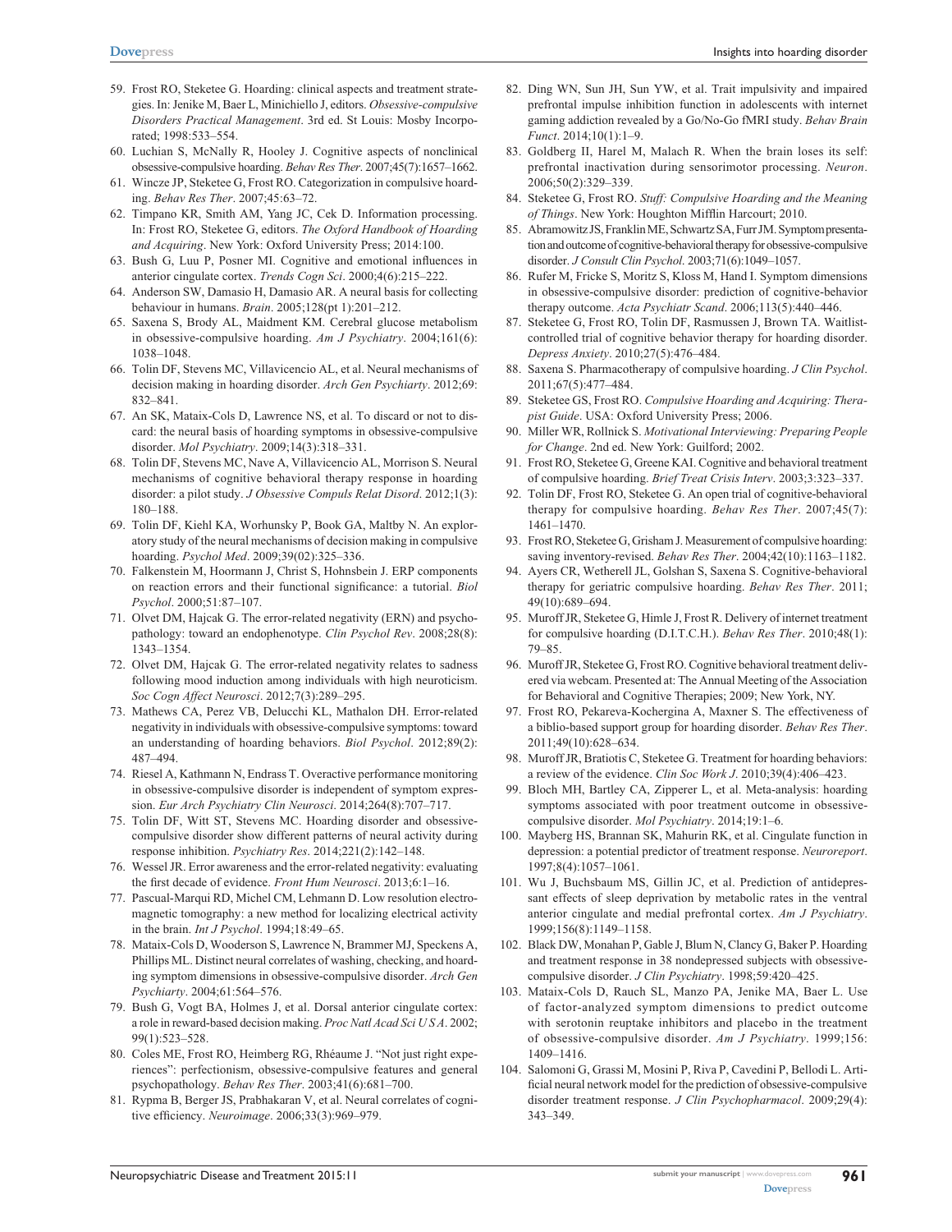59. Frost RO, Steketee G. Hoarding: clinical aspects and treatment strategies. In: Jenike M, Baer L, Minichiello J, editors. *Obsessive-compulsive Disorders Practical Management*. 3rd ed. St Louis: Mosby Incorporated; 1998:533–554.
60. Luchian S, McNally R, Hooley J. Cognitive aspects of nonclinical obsessive-compulsive hoarding. *Behav Res Ther*. 2007;45(7):1657–1662.
61. Wincze JP, Steketee G, Frost RO. Categorization in compulsive hoarding. *Behav Res Ther*. 2007;45:63–72.
62. Timpano KR, Smith AM, Yang JC, Cek D. Information processing. In: Frost RO, Steketee G, editors. *The Oxford Handbook of Hoarding and Acquiring*. New York: Oxford University Press; 2014:100.
63. Bush G, Luu P, Posner MI. Cognitive and emotional influences in anterior cingulate cortex. *Trends Cogn Sci*. 2000;4(6):215–222.
64. Anderson SW, Damasio H, Damasio AR. A neural basis for collecting behaviour in humans. *Brain*. 2005;128(pt 1):201–212.
65. Saxena S, Brody AL, Maidment KM. Cerebral glucose metabolism in obsessive-compulsive hoarding. *Am J Psychiatry*. 2004;161(6): 1038–1048.
66. Tolin DF, Stevens MC, Villavicencio AL, et al. Neural mechanisms of decision making in hoarding disorder. *Arch Gen Psychiarty*. 2012;69: 832–841.
67. An SK, Mataix-Cols D, Lawrence NS, et al. To discard or not to discard: the neural basis of hoarding symptoms in obsessive-compulsive disorder. *Mol Psychiatry*. 2009;14(3):318–331.
68. Tolin DF, Stevens MC, Nave A, Villavicencio AL, Morrison S. Neural mechanisms of cognitive behavioral therapy response in hoarding disorder: a pilot study. *J Obsessive Compuls Relat Disord*. 2012;1(3): 180–188.
69. Tolin DF, Kiehl KA, Worhunsky P, Book GA, Maltby N. An exploratory study of the neural mechanisms of decision making in compulsive hoarding. *Psychol Med*. 2009;39(02):325–336.
70. Falkenstein M, Hoormann J, Christ S, Hohnsbein J. ERP components on reaction errors and their functional significance: a tutorial. *Biol Psychol*. 2000;51:87–107.
71. Olvet DM, Hajcak G. The error-related negativity (ERN) and psychopathology: toward an endophenotype. *Clin Psychol Rev*. 2008;28(8): 1343–1354.
72. Olvet DM, Hajcak G. The error-related negativity relates to sadness following mood induction among individuals with high neuroticism. *Soc Cogn Affect Neurosci*. 2012;7(3):289–295.
73. Mathews CA, Perez VB, Delucchi KL, Mathalon DH. Error-related negativity in individuals with obsessive-compulsive symptoms: toward an understanding of hoarding behaviors. *Biol Psychol*. 2012;89(2): 487–494.
74. Riesel A, Kathmann N, Endrass T. Overactive performance monitoring in obsessive-compulsive disorder is independent of symptom expression. *Eur Arch Psychiatry Clin Neurosci*. 2014;264(8):707–717.
75. Tolin DF, Witt ST, Stevens MC. Hoarding disorder and obsessive-compulsive disorder show different patterns of neural activity during response inhibition. *Psychiatry Res*. 2014;221(2):142–148.
76. Wessel JR. Error awareness and the error-related negativity: evaluating the first decade of evidence. *Front Hum Neurosci*. 2013;6:1–16.
77. Pascual-Marqui RD, Michel CM, Lehmann D. Low resolution electromagnetic tomography: a new method for localizing electrical activity in the brain. *Int J Psychol*. 1994;18:49–65.
78. Mataix-Cols D, Wooderson S, Lawrence N, Brammer MJ, Speckens A, Phillips ML. Distinct neural correlates of washing, checking, and hoarding symptom dimensions in obsessive-compulsive disorder. *Arch Gen Psychiarty*. 2004;61:564–576.
79. Bush G, Vogt BA, Holmes J, et al. Dorsal anterior cingulate cortex: a role in reward-based decision making. *Proc Natl Acad Sci U S A*. 2002; 99(1):523–528.
80. Coles ME, Frost RO, Heimberg RG, Rhéaume J. "Not just right experiences": perfectionism, obsessive-compulsive features and general psychopathology. *Behav Res Ther*. 2003;41(6):681–700.
81. Rypma B, Berger JS, Prabhakaran V, et al. Neural correlates of cognitive efficiency. *Neuroimage*. 2006;33(3):969–979.
82. Ding WN, Sun JH, Sun YW, et al. Trait impulsivity and impaired prefrontal impulse inhibition function in adolescents with internet gaming addiction revealed by a Go/No-Go fMRI study. *Behav Brain Funct*. 2014;10(1):1–9.
83. Goldberg II, Harel M, Malach R. When the brain loses its self: prefrontal inactivation during sensorimotor processing. *Neuron*. 2006;50(2):329–339.
84. Steketee G, Frost RO. *Stuff: Compulsive Hoarding and the Meaning of Things*. New York: Houghton Mifflin Harcourt; 2010.
85. Abramowitz JS, Franklin ME, Schwartz SA, Furr JM. Symptom presentation and outcome of cognitive-behavioral therapy for obsessive-compulsive disorder. *J Consult Clin Psychol*. 2003;71(6):1049–1057.
86. Rufer M, Fricke S, Moritz S, Kloss M, Hand I. Symptom dimensions in obsessive-compulsive disorder: prediction of cognitive-behavior therapy outcome. *Acta Psychiatr Scand*. 2006;113(5):440–446.
87. Steketee G, Frost RO, Tolin DF, Rasmussen J, Brown TA. Waitlist-controlled trial of cognitive behavior therapy for hoarding disorder. *Depress Anxiety*. 2010;27(5):476–484.
88. Saxena S. Pharmacotherapy of compulsive hoarding. *J Clin Psychol*. 2011;67(5):477–484.
89. Steketee GS, Frost RO. *Compulsive Hoarding and Acquiring: Therapist Guide*. USA: Oxford University Press; 2006.
90. Miller WR, Rollnick S. *Motivational Interviewing: Preparing People for Change*. 2nd ed. New York: Guilford; 2002.
91. Frost RO, Steketee G, Greene KAI. Cognitive and behavioral treatment of compulsive hoarding. *Brief Treat Crisis Interv*. 2003;3:323–337.
92. Tolin DF, Frost RO, Steketee G. An open trial of cognitive-behavioral therapy for compulsive hoarding. *Behav Res Ther*. 2007;45(7): 1461–1470.
93. Frost RO, Steketee G, Grisham J. Measurement of compulsive hoarding: saving inventory-revised. *Behav Res Ther*. 2004;42(10):1163–1182.
94. Ayers CR, Wetherell JL, Golshan S, Saxena S. Cognitive-behavioral therapy for geriatric compulsive hoarding. *Behav Res Ther*. 2011; 49(10):689–694.
95. Muroff JR, Steketee G, Himle J, Frost R. Delivery of internet treatment for compulsive hoarding (D.I.T.C.H.). *Behav Res Ther*. 2010;48(1): 79–85.
96. Muroff JR, Steketee G, Frost RO. Cognitive behavioral treatment delivered via webcam. Presented at: The Annual Meeting of the Association for Behavioral and Cognitive Therapies; 2009; New York, NY.
97. Frost RO, Pekareva-Kochergina A, Maxner S. The effectiveness of a biblio-based support group for hoarding disorder. *Behav Res Ther*. 2011;49(10):628–634.
98. Muroff JR, Bratiotis C, Steketee G. Treatment for hoarding behaviors: a review of the evidence. *Clin Soc Work J*. 2010;39(4):406–423.
99. Bloch MH, Bartley CA, Zipperer L, et al. Meta-analysis: hoarding symptoms associated with poor treatment outcome in obsessive-compulsive disorder. *Mol Psychiatry*. 2014;19:1–6.
100. Mayberg HS, Brannan SK, Mahurin RK, et al. Cingulate function in depression: a potential predictor of treatment response. *Neuroreport*. 1997;8(4):1057–1061.
101. Wu J, Buchsbaum MS, Gillin JC, et al. Prediction of antidepressant effects of sleep deprivation by metabolic rates in the ventral anterior cingulate and medial prefrontal cortex. *Am J Psychiatry*. 1999;156(8):1149–1158.
102. Black DW, Monahan P, Gable J, Blum N, Clancy G, Baker P. Hoarding and treatment response in 38 nondepressed subjects with obsessive-compulsive disorder. *J Clin Psychiatry*. 1998;59:420–425.
103. Mataix-Cols D, Rauch SL, Manzo PA, Jenike MA, Baer L. Use of factor-analyzed symptom dimensions to predict outcome with serotonin reuptake inhibitors and placebo in the treatment of obsessive-compulsive disorder. *Am J Psychiatry*. 1999;156: 1409–1416.
104. Salomoni G, Grassi M, Mosini P, Riva P, Cavedini P, Bellodi L. Artificial neural network model for the prediction of obsessive-compulsive disorder treatment response. *J Clin Psychopharmacol*. 2009;29(4): 343–349.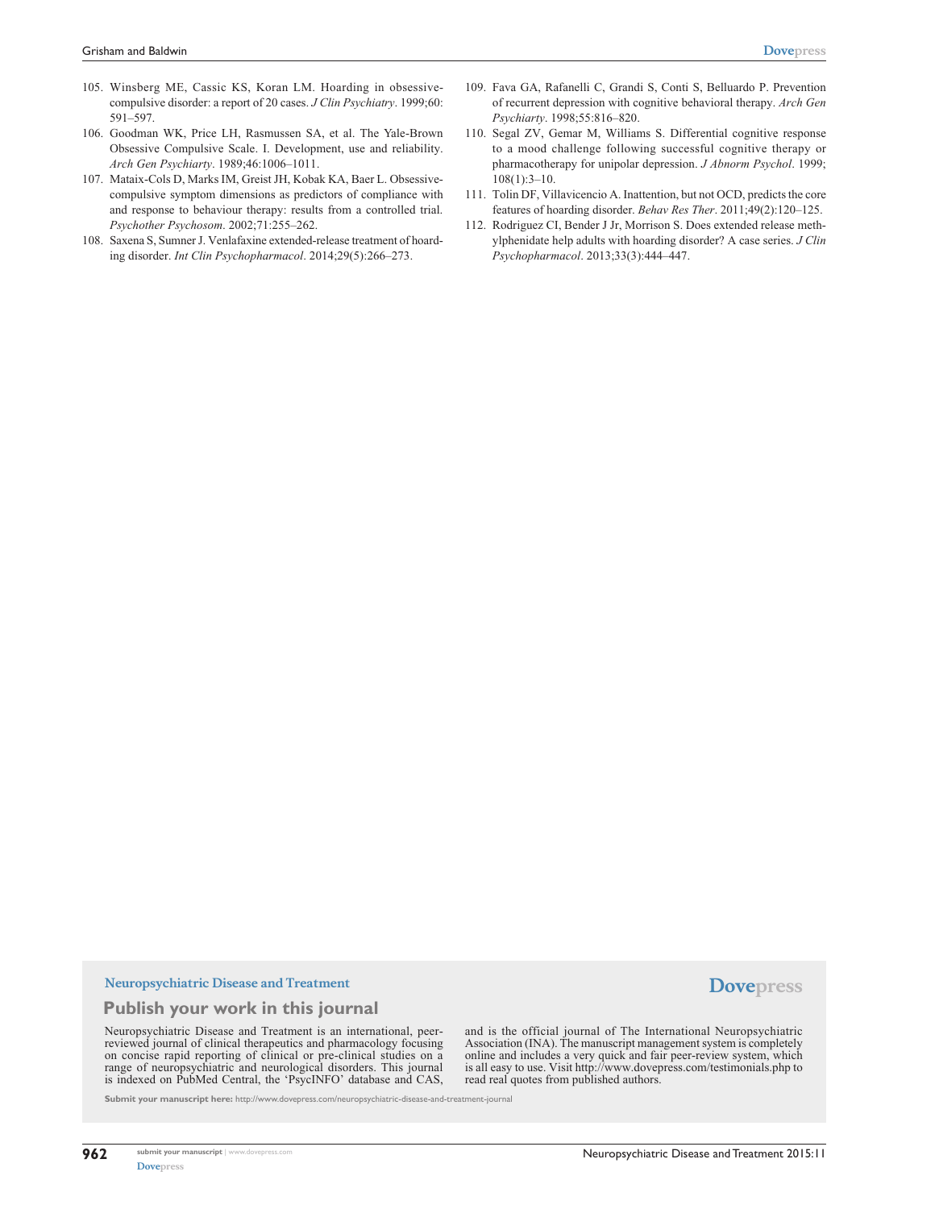105. Winsberg ME, Cassic KS, Koran LM. Hoarding in obsessive-compulsive disorder: a report of 20 cases. *J Clin Psychiatry*. 1999;60: 591–597.
106. Goodman WK, Price LH, Rasmussen SA, et al. The Yale-Brown Obsessive Compulsive Scale. I. Development, use and reliability. *Arch Gen Psychiarty*. 1989;46:1006–1011.
107. Mataix-Cols D, Marks IM, Greist JH, Kobak KA, Baer L. Obsessive-compulsive symptom dimensions as predictors of compliance with and response to behaviour therapy: results from a controlled trial. *Psychother Psychosom*. 2002;71:255–262.
108. Saxena S, Sumner J. Venlafaxine extended-release treatment of hoarding disorder. *Int Clin Psychopharmacol*. 2014;29(5):266–273.
109. Fava GA, Rafanelli C, Grandi S, Conti S, Belluardo P. Prevention of recurrent depression with cognitive behavioral therapy. *Arch Gen Psychiarty*. 1998;55:816–820.
110. Segal ZV, Gemar M, Williams S. Differential cognitive response to a mood challenge following successful cognitive therapy or pharmacotherapy for unipolar depression. *J Abnorm Psychol*. 1999; 108(1):3–10.
111. Tolin DF, Villavicencio A. Inattention, but not OCD, predicts the core features of hoarding disorder. *Behav Res Ther*. 2011;49(2):120–125.
112. Rodriguez CI, Bender J Jr, Morrison S. Does extended release methylphenidate help adults with hoarding disorder? A case series. *J Clin Psychopharmacol*. 2013;33(3):444–447.

**Neuropsychiatric Disease and Treatment**

**Dovepress**

## Publish your work in this journal

Neuropsychiatric Disease and Treatment is an international, peer-reviewed journal of clinical therapeutics and pharmacology focusing on concise rapid reporting of clinical or pre-clinical studies on a range of neuropsychiatric and neurological disorders. This journal is indexed on PubMed Central, the 'PsycINFO' database and CAS, and is the official journal of The International Neuropsychiatric Association (INA). The manuscript management system is completely online and includes a very quick and fair peer-review system, which is all easy to use. Visit http://www.dovepress.com/testimonials.php to read real quotes from published authors.

**Submit your manuscript here:** http://www.dovepress.com/neuropsychiatric-disease-and-treatment-journal